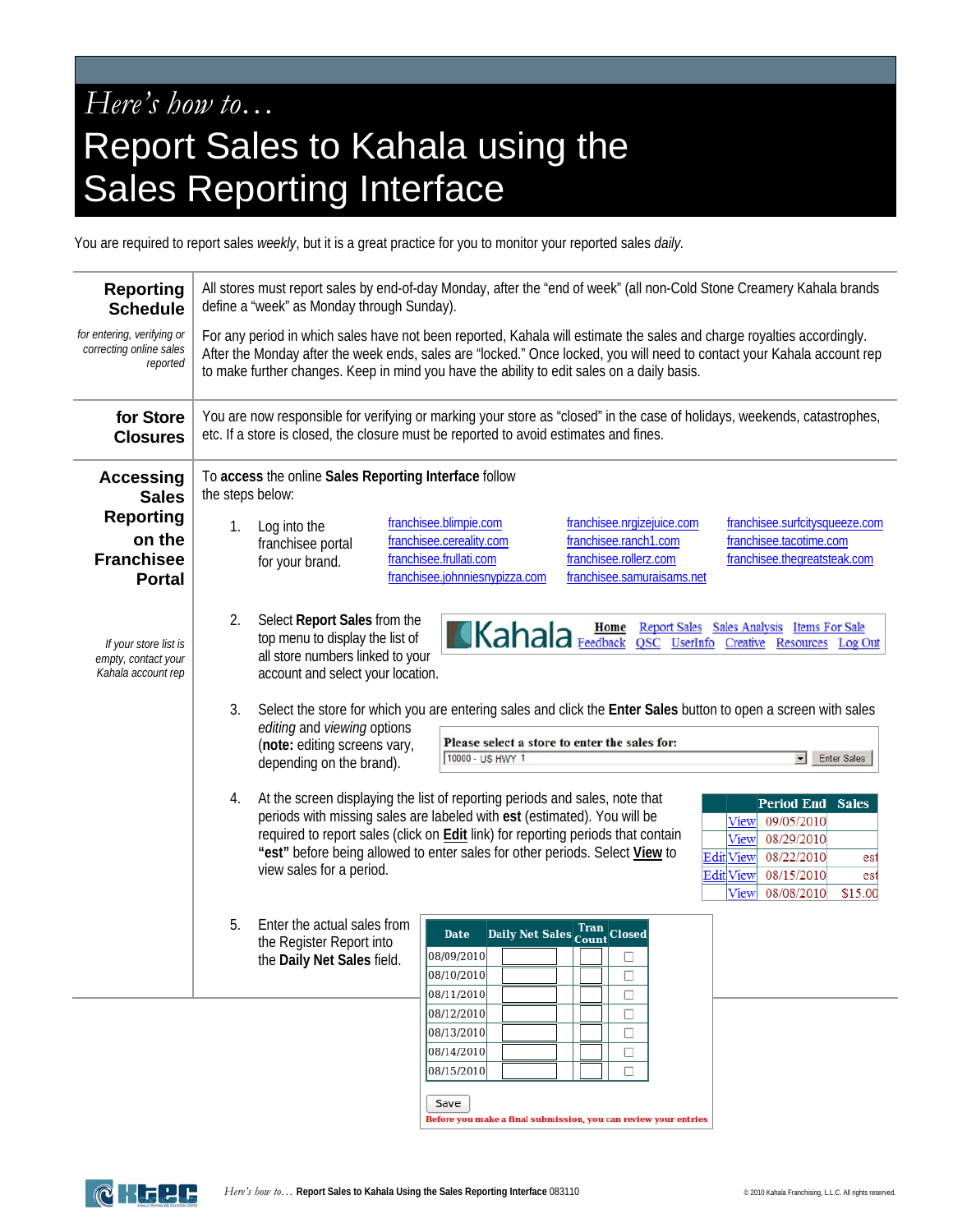*Here's how to…*

# Report Sales to Kahala using the Sales Reporting Interface

You are required to report sales *weekly*, but it is a great practice for you to monitor your reported sales *daily*.

## Reporting Schedule

*for entering, verifying or correcting online sales reported*

All stores must report sales by end-of-day Monday, after the "end of week" (all non-Cold Stone Creamery Kahala brands define a "week" as Monday through Sunday).

For any period in which sales have not been reported, Kahala will estimate the sales and charge royalties accordingly. After the Monday after the week ends, sales are "locked." Once locked, you will need to contact your Kahala account rep to make further changes. Keep in mind you have the ability to edit sales on a daily basis.

## for Store Closures

You are now responsible for verifying or marking your store as "closed" in the case of holidays, weekends, catastrophes, etc. If a store is closed, the closure must be reported to avoid estimates and fines.

## Accessing Sales Reporting on the Franchisee Portal

To **access** the online **Sales Reporting Interface** follow the steps below:

1. Log into the franchisee portal for your brand.

   franchisee.blimpie.com
   franchisee.cereality.com
   franchisee.frullati.com
   franchisee.johnniesnypizza.com
   franchisee.nrgizejuice.com
   franchisee.ranch1.com
   franchisee.rollerz.com
   franchisee.samuraisams.net
   franchisee.surfcitysqueeze.com
   franchisee.tacotime.com
   franchisee.thegreatsteak.com

2. Select **Report Sales** from the top menu to display the list of all store numbers linked to your account and select your location.

   *If your store list is empty, contact your Kahala account rep*

   Kahala — Home | Report Sales | Sales Analysis | Items For Sale | Feedback | QSC | UserInfo | Creative | Resources | Log Out

3. Select the store for which you are entering sales and click the **Enter Sales** button to open a screen with sales *editing* and *viewing* options (**note:** editing screens vary, depending on the brand).

   **Please select a store to enter the sales for:** 10000 - US HWY 1 [Enter Sales]

4. At the screen displaying the list of reporting periods and sales, note that periods with missing sales are labeled with **est** (estimated). You will be required to report sales (click on **Edit** link) for reporting periods that contain **"est"** before being allowed to enter sales for other periods. Select **View** to view sales for a period.

   | | | Period End | Sales |
   |---|---|---|---|
   | | View | 09/05/2010 | |
   | | View | 08/29/2010 | |
   | Edit | View | 08/22/2010 | est |
   | Edit | View | 08/15/2010 | est |
   | | View | 08/08/2010 | $15.00 |

5. Enter the actual sales from the Register Report into the **Daily Net Sales** field.

   | Date | Daily Net Sales | Tran Count | Closed |
   |---|---|---|---|
   | 08/09/2010 | | | ☐ |
   | 08/10/2010 | | | ☐ |
   | 08/11/2010 | | | ☐ |
   | 08/12/2010 | | | ☐ |
   | 08/13/2010 | | | ☐ |
   | 08/14/2010 | | | ☐ |
   | 08/15/2010 | | | ☐ |

   [Save]

   **Before you make a final submission, you can review your entries**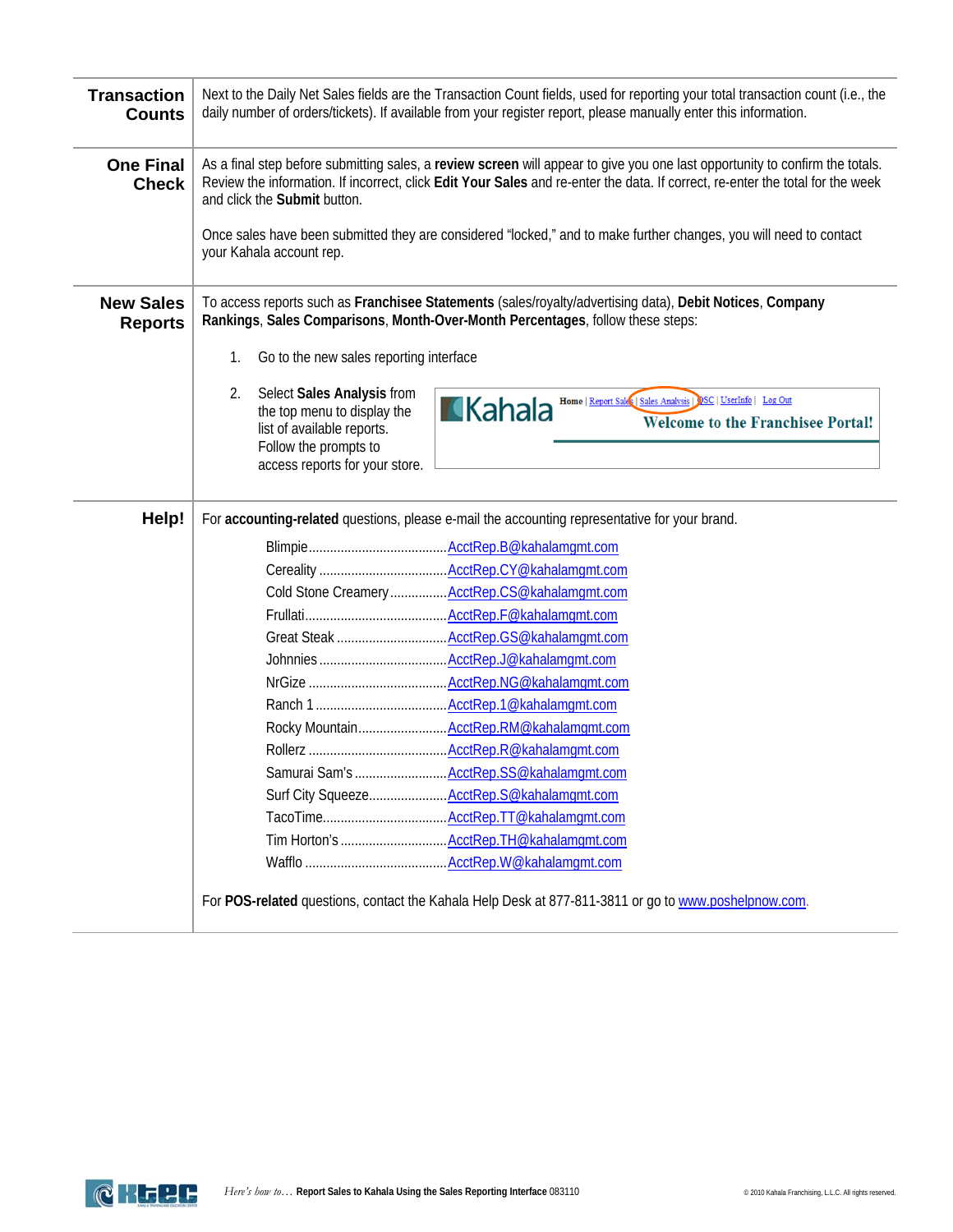| | |
|---|---|
| **Transaction Counts** | Next to the Daily Net Sales fields are the Transaction Count fields, used for reporting your total transaction count (i.e., the daily number of orders/tickets). If available from your register report, please manually enter this information. |
| **One Final Check** | As a final step before submitting sales, a **review screen** will appear to give you one last opportunity to confirm the totals. Review the information. If incorrect, click **Edit Your Sales** and re-enter the data. If correct, re-enter the total for the week and click the **Submit** button.<br><br>Once sales have been submitted they are considered "locked," and to make further changes, you will need to contact your Kahala account rep. |
| **New Sales Reports** | To access reports such as **Franchisee Statements** (sales/royalty/advertising data), **Debit Notices**, **Company Rankings**, **Sales Comparisons**, **Month-Over-Month Percentages**, follow these steps:<br><br>1. Go to the new sales reporting interface<br><br>2. Select **Sales Analysis** from the top menu to display the list of available reports. Follow the prompts to access reports for your store.<br><br>Kahala — Home \| Report Sales \| Sales Analysis \| QSC \| UserInfo \| Log Out — Welcome to the Franchisee Portal! |
| **Help!** | For **accounting-related** questions, please e-mail the accounting representative for your brand.<br><br>Blimpie ........ AcctRep.B@kahalamgmt.com<br>Cereality ........ AcctRep.CY@kahalamgmt.com<br>Cold Stone Creamery ........ AcctRep.CS@kahalamgmt.com<br>Frullati ........ AcctRep.F@kahalamgmt.com<br>Great Steak ........ AcctRep.GS@kahalamgmt.com<br>Johnnies ........ AcctRep.J@kahalamgmt.com<br>NrGize ........ AcctRep.NG@kahalamgmt.com<br>Ranch 1 ........ AcctRep.1@kahalamgmt.com<br>Rocky Mountain ........ AcctRep.RM@kahalamgmt.com<br>Rollerz ........ AcctRep.R@kahalamgmt.com<br>Samurai Sam's ........ AcctRep.SS@kahalamgmt.com<br>Surf City Squeeze ........ AcctRep.S@kahalamgmt.com<br>TacoTime ........ AcctRep.TT@kahalamgmt.com<br>Tim Horton's ........ AcctRep.TH@kahalamgmt.com<br>Wafflo ........ AcctRep.W@kahalamgmt.com<br><br>For **POS-related** questions, contact the Kahala Help Desk at 877-811-3811 or go to www.poshelpnow.com. |

*Here's how to…* **Report Sales to Kahala Using the Sales Reporting Interface** 083110

© 2010 Kahala Franchising, L.L.C. All rights reserved.